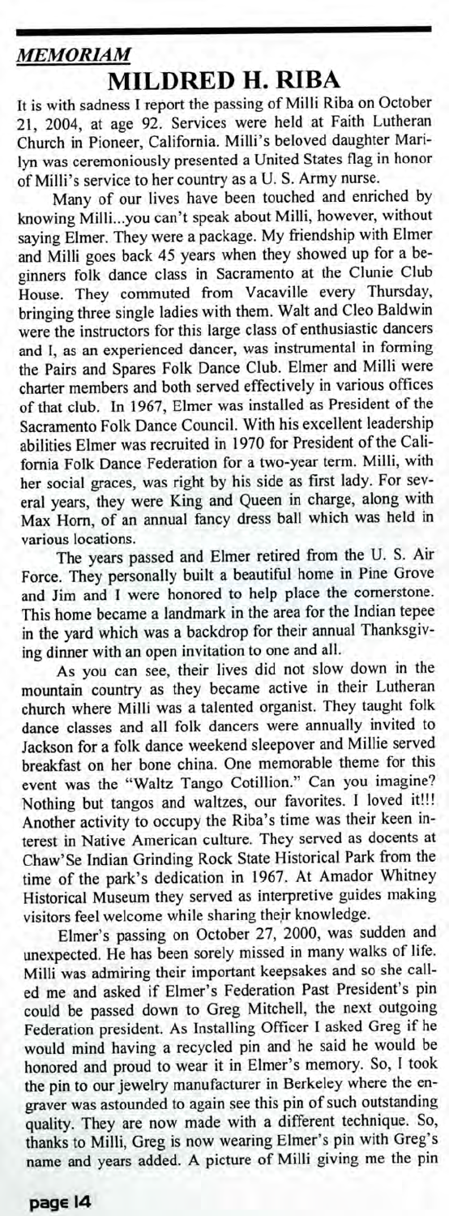***MEMORIAM***

# MILDRED H. RIBA

It is with sadness I report the passing of Milli Riba on October 21, 2004, at age 92. Services were held at Faith Lutheran Church in Pioneer, California. Milli's beloved daughter Marilyn was ceremoniously presented a United States flag in honor of Milli's service to her country as a U. S. Army nurse.

Many of our lives have been touched and enriched by knowing Milli...you can't speak about Milli, however, without saying Elmer. They were a package. My friendship with Elmer and Milli goes back 45 years when they showed up for a beginners folk dance class in Sacramento at the Clunie Club House. They commuted from Vacaville every Thursday, bringing three single ladies with them. Walt and Cleo Baldwin were the instructors for this large class of enthusiastic dancers and I, as an experienced dancer, was instrumental in forming the Pairs and Spares Folk Dance Club. Elmer and Milli were charter members and both served effectively in various offices of that club. In 1967, Elmer was installed as President of the Sacramento Folk Dance Council. With his excellent leadership abilities Elmer was recruited in 1970 for President of the California Folk Dance Federation for a two-year term. Milli, with her social graces, was right by his side as first lady. For several years, they were King and Queen in charge, along with Max Horn, of an annual fancy dress ball which was held in various locations.

The years passed and Elmer retired from the U. S. Air Force. They personally built a beautiful home in Pine Grove and Jim and I were honored to help place the cornerstone. This home became a landmark in the area for the Indian tepee in the yard which was a backdrop for their annual Thanksgiving dinner with an open invitation to one and all.

As you can see, their lives did not slow down in the mountain country as they became active in their Lutheran church where Milli was a talented organist. They taught folk dance classes and all folk dancers were annually invited to Jackson for a folk dance weekend sleepover and Millie served breakfast on her bone china. One memorable theme for this event was the "Waltz Tango Cotillion." Can you imagine? Nothing but tangos and waltzes, our favorites. I loved it!!! Another activity to occupy the Riba's time was their keen interest in Native American culture. They served as docents at Chaw'Se Indian Grinding Rock State Historical Park from the time of the park's dedication in 1967. At Amador Whitney Historical Museum they served as interpretive guides making visitors feel welcome while sharing their knowledge.

Elmer's passing on October 27, 2000, was sudden and unexpected. He has been sorely missed in many walks of life. Milli was admiring their important keepsakes and so she called me and asked if Elmer's Federation Past President's pin could be passed down to Greg Mitchell, the next outgoing Federation president. As Installing Officer I asked Greg if he would mind having a recycled pin and he said he would be honored and proud to wear it in Elmer's memory. So, I took the pin to our jewelry manufacturer in Berkeley where the engraver was astounded to again see this pin of such outstanding quality. They are now made with a different technique. So, thanks to Milli, Greg is now wearing Elmer's pin with Greg's name and years added. A picture of Milli giving me the pin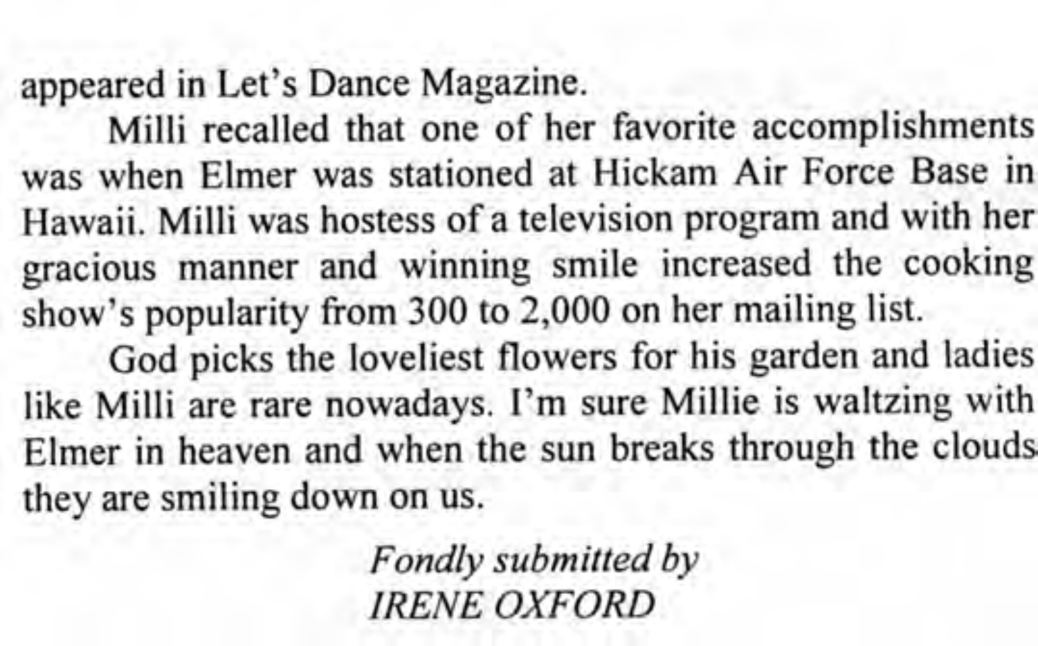appeared in Let's Dance Magazine.

Milli recalled that one of her favorite accomplishments was when Elmer was stationed at Hickam Air Force Base in Hawaii. Milli was hostess of a television program and with her gracious manner and winning smile increased the cooking show's popularity from 300 to 2,000 on her mailing list.

God picks the loveliest flowers for his garden and ladies like Milli are rare nowadays. I'm sure Millie is waltzing with Elmer in heaven and when the sun breaks through the clouds they are smiling down on us.

*Fondly submitted by*
*IRENE OXFORD*